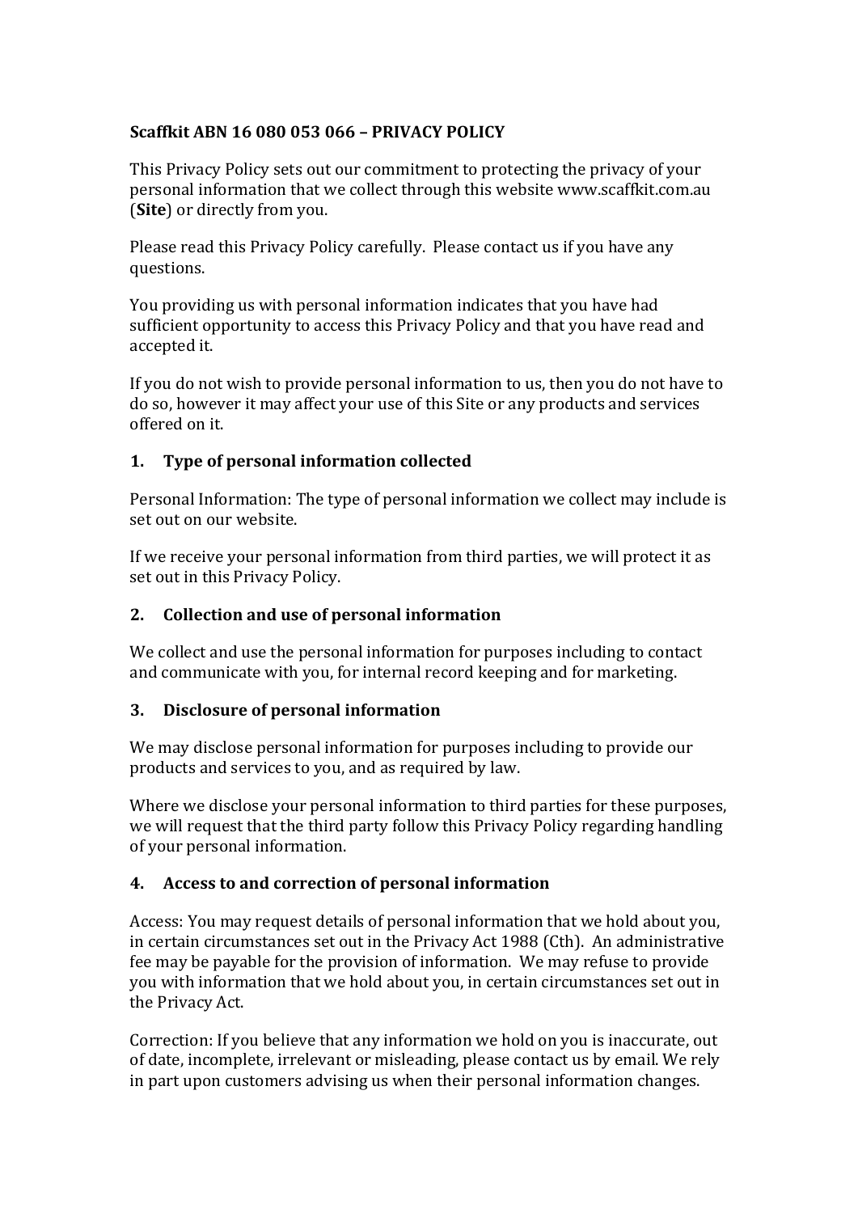**Scaffkit ABN 16 080 053 066 – PRIVACY POLICY**

This Privacy Policy sets out our commitment to protecting the privacy of your personal information that we collect through this website www.scaffkit.com.au (**Site**) or directly from you.

Please read this Privacy Policy carefully. Please contact us if you have any questions.

You providing us with personal information indicates that you have had sufficient opportunity to access this Privacy Policy and that you have read and accepted it.

If you do not wish to provide personal information to us, then you do not have to do so, however it may affect your use of this Site or any products and services offered on it.

## 1. Type of personal information collected

Personal Information: The type of personal information we collect may include is set out on our website.

If we receive your personal information from third parties, we will protect it as set out in this Privacy Policy.

## 2. Collection and use of personal information

We collect and use the personal information for purposes including to contact and communicate with you, for internal record keeping and for marketing.

## 3. Disclosure of personal information

We may disclose personal information for purposes including to provide our products and services to you, and as required by law.

Where we disclose your personal information to third parties for these purposes, we will request that the third party follow this Privacy Policy regarding handling of your personal information.

## 4. Access to and correction of personal information

Access: You may request details of personal information that we hold about you, in certain circumstances set out in the Privacy Act 1988 (Cth). An administrative fee may be payable for the provision of information. We may refuse to provide you with information that we hold about you, in certain circumstances set out in the Privacy Act.

Correction: If you believe that any information we hold on you is inaccurate, out of date, incomplete, irrelevant or misleading, please contact us by email. We rely in part upon customers advising us when their personal information changes.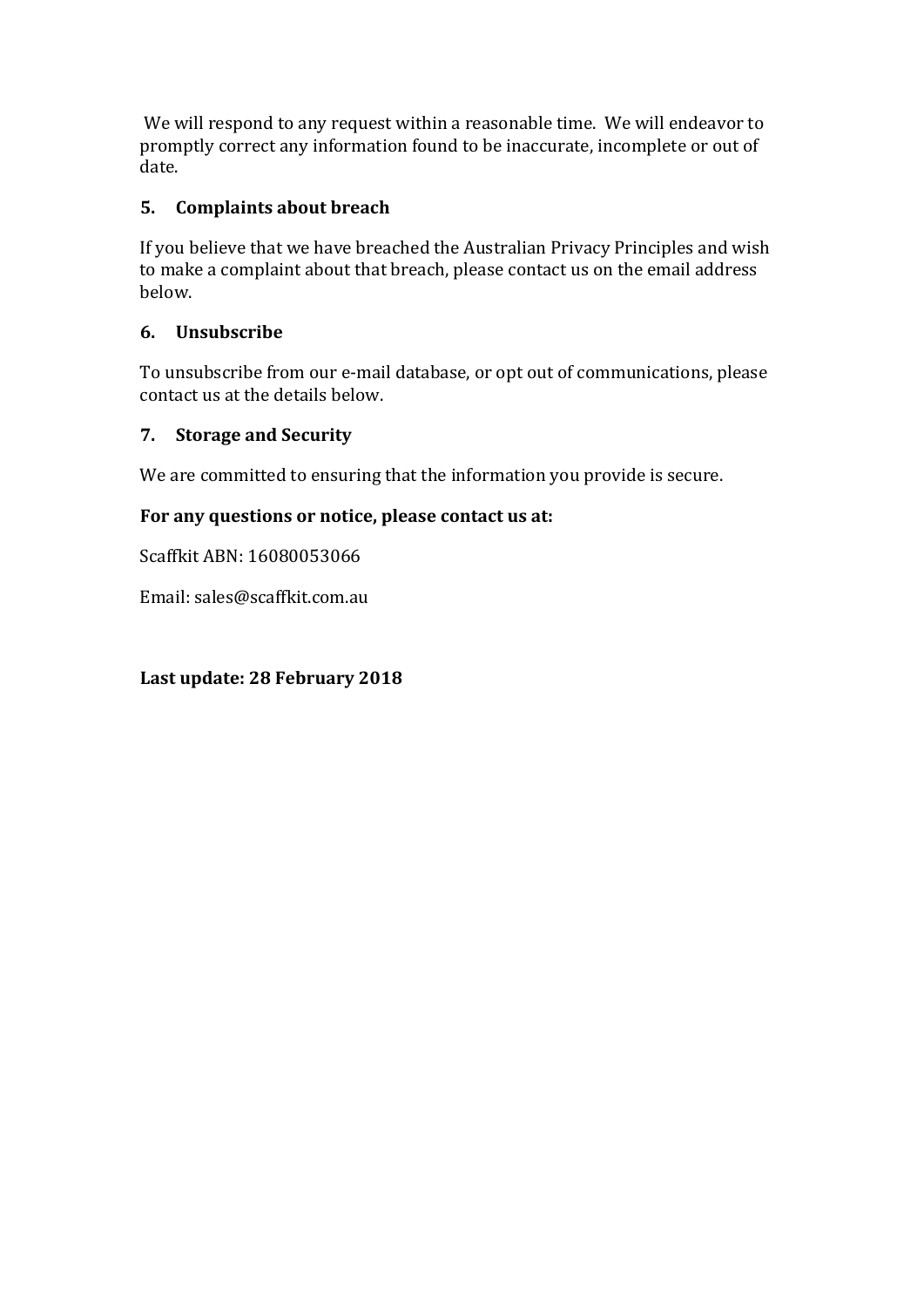We will respond to any request within a reasonable time. We will endeavor to promptly correct any information found to be inaccurate, incomplete or out of date.

## 5. Complaints about breach

If you believe that we have breached the Australian Privacy Principles and wish to make a complaint about that breach, please contact us on the email address below.

## 6. Unsubscribe

To unsubscribe from our e-mail database, or opt out of communications, please contact us at the details below.

## 7. Storage and Security

We are committed to ensuring that the information you provide is secure.

**For any questions or notice, please contact us at:**

Scaffkit ABN: 16080053066

Email: sales@scaffkit.com.au

**Last update: 28 February 2018**